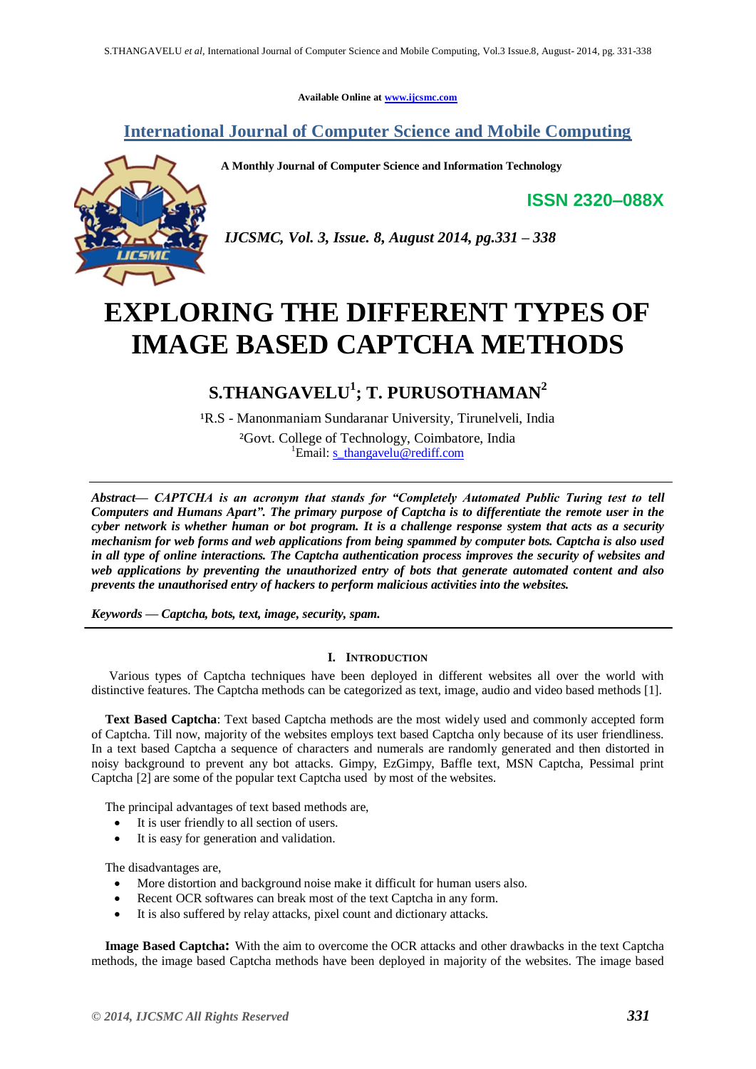Available Online at www.ijcsmc.com

## International Journal of Computer Science and Mobile Computing

**A Monthly Journal of Computer Science and Information Technology**

**ISSN 2320–088X**

*IJCSMC, Vol. 3, Issue. 8, August 2014, pg.331 – 338*

# EXPLORING THE DIFFERENT TYPES OF IMAGE BASED CAPTCHA METHODS

## S.THANGAVELU[1]; T. PURUSOTHAMAN[2]

[1]R.S - Manonmaniam Sundaranar University, Tirunelveli, India

[2]Govt. College of Technology, Coimbatore, India

[1]Email: s_thangavelu@rediff.com

***Abstract— CAPTCHA is an acronym that stands for "Completely Automated Public Turing test to tell Computers and Humans Apart". The primary purpose of Captcha is to differentiate the remote user in the cyber network is whether human or bot program. It is a challenge response system that acts as a security mechanism for web forms and web applications from being spammed by computer bots. Captcha is also used in all type of online interactions. The Captcha authentication process improves the security of websites and web applications by preventing the unauthorized entry of bots that generate automated content and also prevents the unauthorised entry of hackers to perform malicious activities into the websites.***

***Keywords — Captcha, bots, text, image, security, spam.***

## I. Introduction

Various types of Captcha techniques have been deployed in different websites all over the world with distinctive features. The Captcha methods can be categorized as text, image, audio and video based methods [1].

**Text Based Captcha**: Text based Captcha methods are the most widely used and commonly accepted form of Captcha. Till now, majority of the websites employs text based Captcha only because of its user friendliness. In a text based Captcha a sequence of characters and numerals are randomly generated and then distorted in noisy background to prevent any bot attacks. Gimpy, EzGimpy, Baffle text, MSN Captcha, Pessimal print Captcha [2] are some of the popular text Captcha used by most of the websites.

The principal advantages of text based methods are,

- It is user friendly to all section of users.
- It is easy for generation and validation.

The disadvantages are,

- More distortion and background noise make it difficult for human users also.
- Recent OCR softwares can break most of the text Captcha in any form.
- It is also suffered by relay attacks, pixel count and dictionary attacks.

**Image Based Captcha:** With the aim to overcome the OCR attacks and other drawbacks in the text Captcha methods, the image based Captcha methods have been deployed in majority of the websites. The image based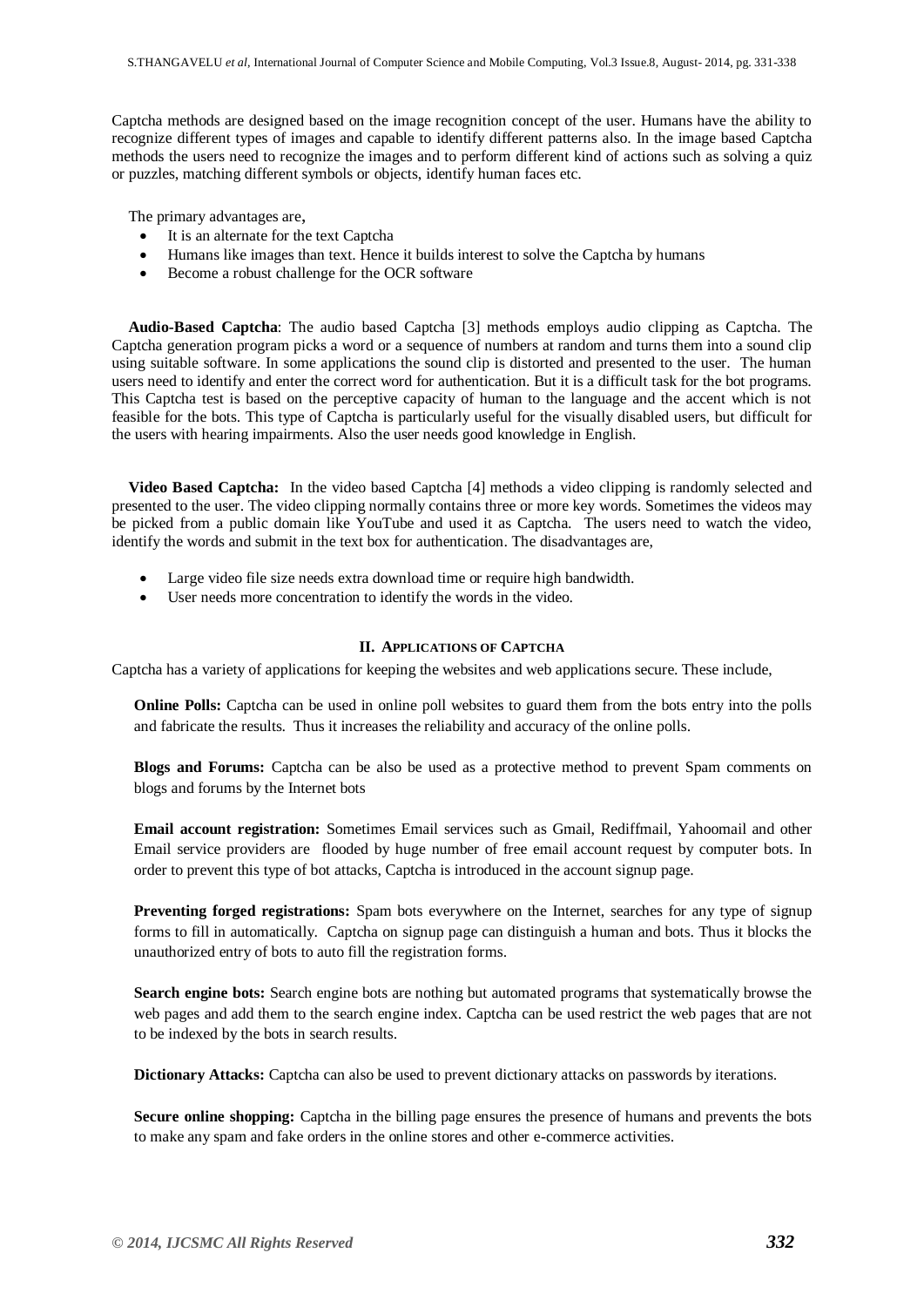Captcha methods are designed based on the image recognition concept of the user. Humans have the ability to recognize different types of images and capable to identify different patterns also. In the image based Captcha methods the users need to recognize the images and to perform different kind of actions such as solving a quiz or puzzles, matching different symbols or objects, identify human faces etc.

The primary advantages are,

- It is an alternate for the text Captcha
- Humans like images than text. Hence it builds interest to solve the Captcha by humans
- Become a robust challenge for the OCR software

**Audio-Based Captcha**: The audio based Captcha [3] methods employs audio clipping as Captcha. The Captcha generation program picks a word or a sequence of numbers at random and turns them into a sound clip using suitable software. In some applications the sound clip is distorted and presented to the user. The human users need to identify and enter the correct word for authentication. But it is a difficult task for the bot programs. This Captcha test is based on the perceptive capacity of human to the language and the accent which is not feasible for the bots. This type of Captcha is particularly useful for the visually disabled users, but difficult for the users with hearing impairments. Also the user needs good knowledge in English.

**Video Based Captcha:** In the video based Captcha [4] methods a video clipping is randomly selected and presented to the user. The video clipping normally contains three or more key words. Sometimes the videos may be picked from a public domain like YouTube and used it as Captcha. The users need to watch the video, identify the words and submit in the text box for authentication. The disadvantages are,

- Large video file size needs extra download time or require high bandwidth.
- User needs more concentration to identify the words in the video.

## II. Applications of Captcha

Captcha has a variety of applications for keeping the websites and web applications secure. These include,

**Online Polls:** Captcha can be used in online poll websites to guard them from the bots entry into the polls and fabricate the results. Thus it increases the reliability and accuracy of the online polls.

**Blogs and Forums:** Captcha can be also be used as a protective method to prevent Spam comments on blogs and forums by the Internet bots

**Email account registration:** Sometimes Email services such as Gmail, Rediffmail, Yahoomail and other Email service providers are flooded by huge number of free email account request by computer bots. In order to prevent this type of bot attacks, Captcha is introduced in the account signup page.

**Preventing forged registrations:** Spam bots everywhere on the Internet, searches for any type of signup forms to fill in automatically. Captcha on signup page can distinguish a human and bots. Thus it blocks the unauthorized entry of bots to auto fill the registration forms.

**Search engine bots:** Search engine bots are nothing but automated programs that systematically browse the web pages and add them to the search engine index. Captcha can be used restrict the web pages that are not to be indexed by the bots in search results.

**Dictionary Attacks:** Captcha can also be used to prevent dictionary attacks on passwords by iterations.

**Secure online shopping:** Captcha in the billing page ensures the presence of humans and prevents the bots to make any spam and fake orders in the online stores and other e-commerce activities.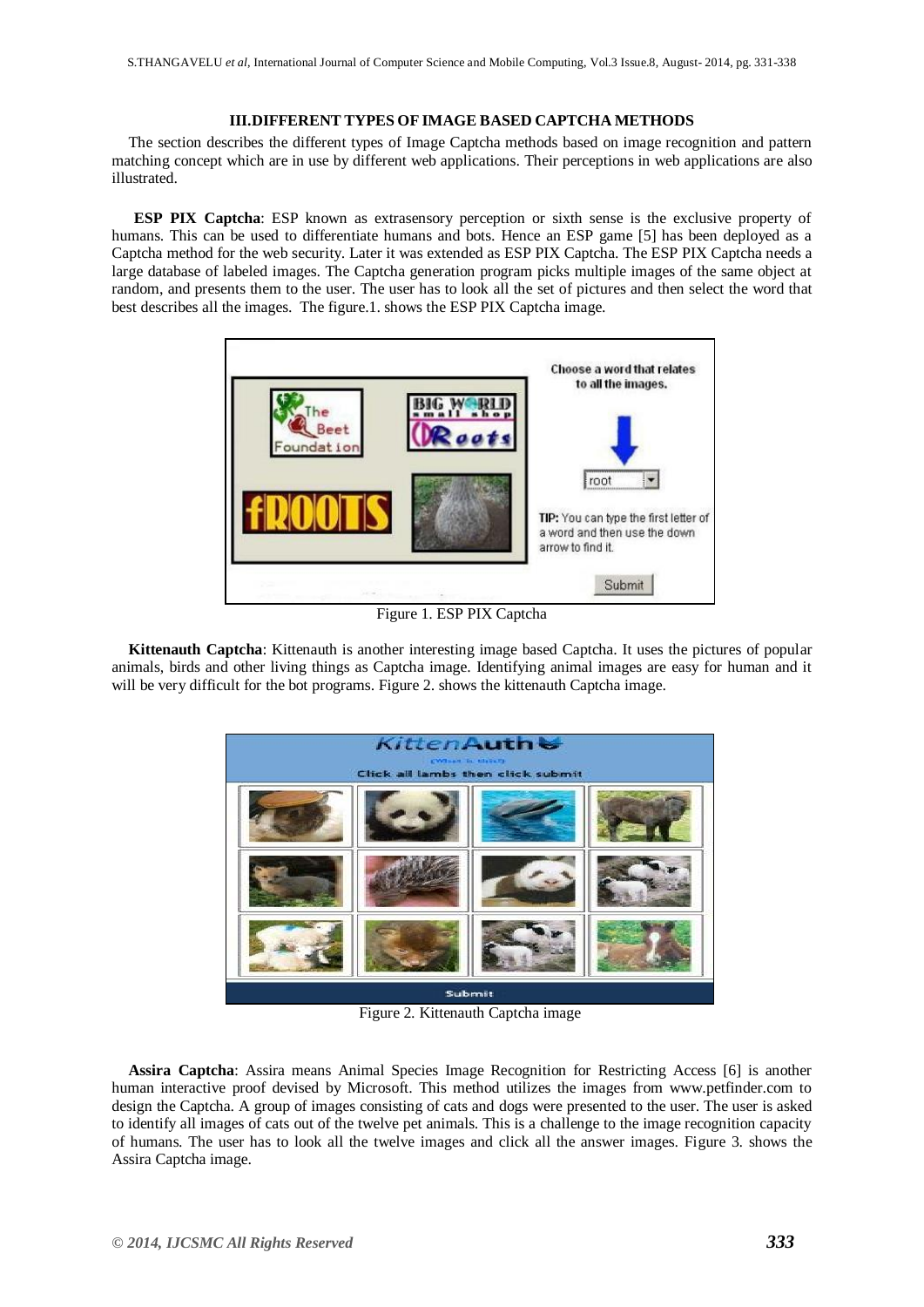## III.DIFFERENT TYPES OF IMAGE BASED CAPTCHA METHODS

The section describes the different types of Image Captcha methods based on image recognition and pattern matching concept which are in use by different web applications. Their perceptions in web applications are also illustrated.

**ESP PIX Captcha**: ESP known as extrasensory perception or sixth sense is the exclusive property of humans. This can be used to differentiate humans and bots. Hence an ESP game [5] has been deployed as a Captcha method for the web security. Later it was extended as ESP PIX Captcha. The ESP PIX Captcha needs a large database of labeled images. The Captcha generation program picks multiple images of the same object at random, and presents them to the user. The user has to look all the set of pictures and then select the word that best describes all the images. The figure.1. shows the ESP PIX Captcha image.

Figure 1. ESP PIX Captcha

**Kittenauth Captcha**: Kittenauth is another interesting image based Captcha. It uses the pictures of popular animals, birds and other living things as Captcha image. Identifying animal images are easy for human and it will be very difficult for the bot programs. Figure 2. shows the kittenauth Captcha image.

Figure 2. Kittenauth Captcha image

**Assira Captcha**: Assira means Animal Species Image Recognition for Restricting Access [6] is another human interactive proof devised by Microsoft. This method utilizes the images from www.petfinder.com to design the Captcha. A group of images consisting of cats and dogs were presented to the user. The user is asked to identify all images of cats out of the twelve pet animals. This is a challenge to the image recognition capacity of humans. The user has to look all the twelve images and click all the answer images. Figure 3. shows the Assira Captcha image.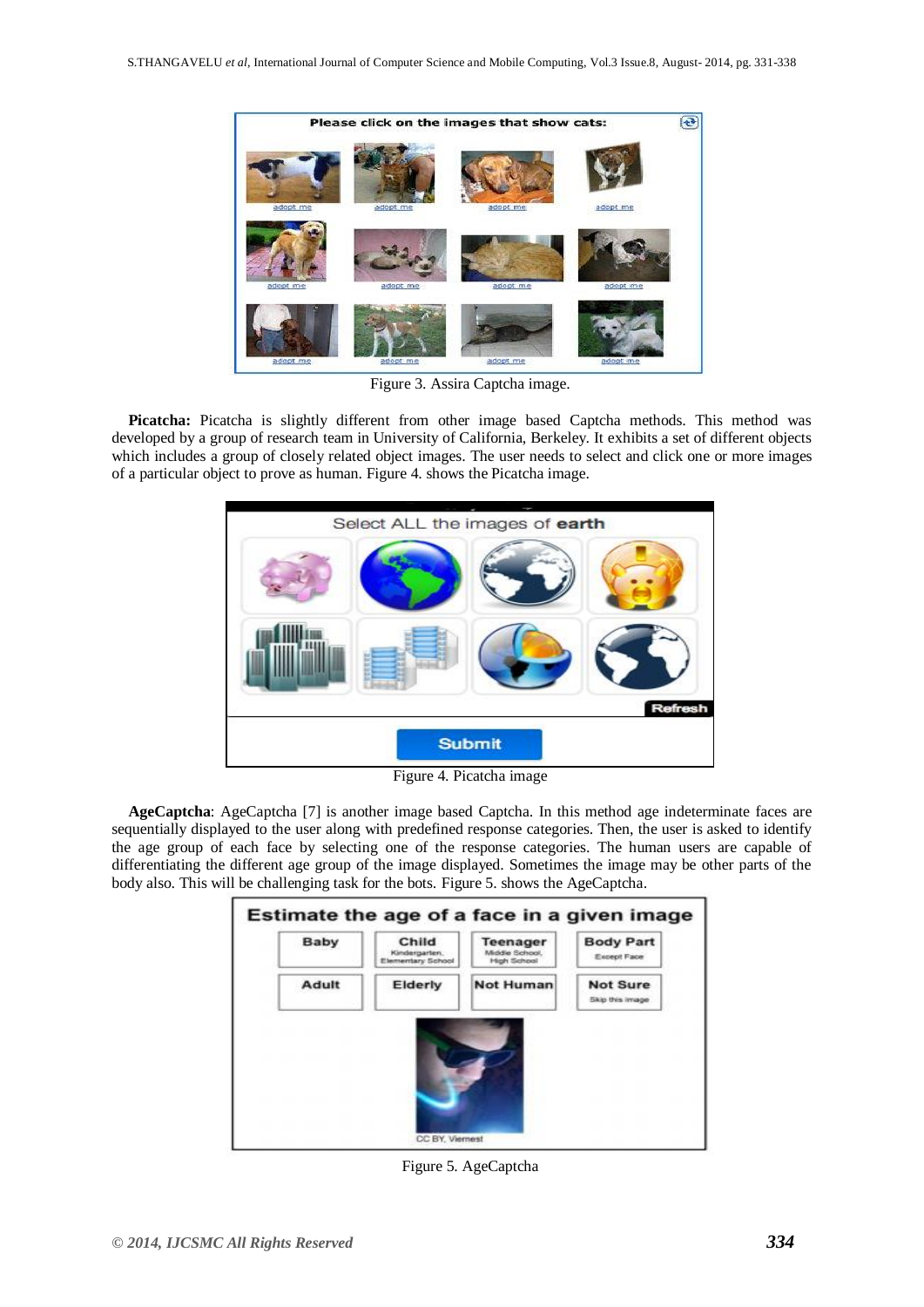Figure 3. Assira Captcha image.

**Picatcha:** Picatcha is slightly different from other image based Captcha methods. This method was developed by a group of research team in University of California, Berkeley. It exhibits a set of different objects which includes a group of closely related object images. The user needs to select and click one or more images of a particular object to prove as human. Figure 4. shows the Picatcha image.

Figure 4. Picatcha image

**AgeCaptcha**: AgeCaptcha [7] is another image based Captcha. In this method age indeterminate faces are sequentially displayed to the user along with predefined response categories. Then, the user is asked to identify the age group of each face by selecting one of the response categories. The human users are capable of differentiating the different age group of the image displayed. Sometimes the image may be other parts of the body also. This will be challenging task for the bots. Figure 5. shows the AgeCaptcha.

Figure 5. AgeCaptcha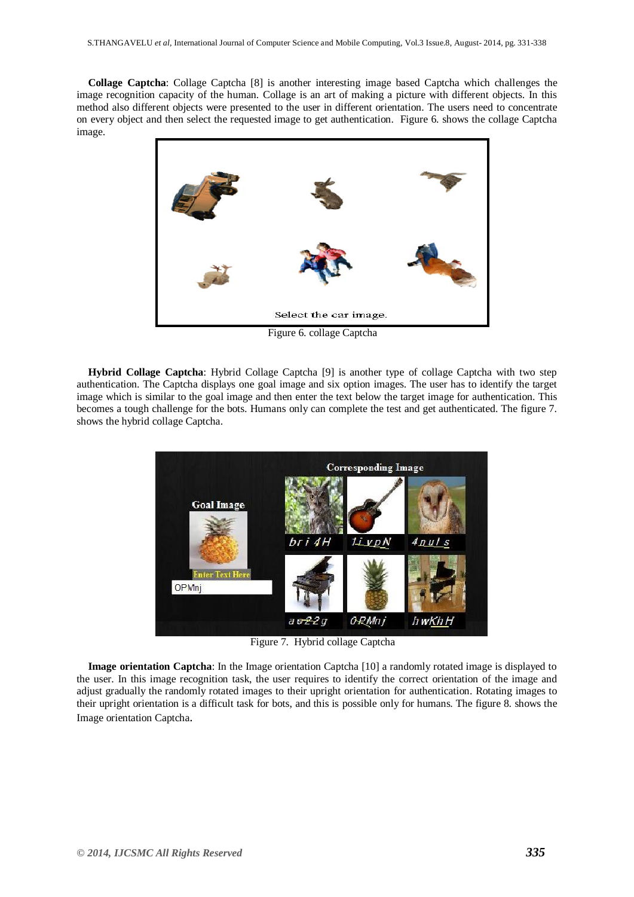**Collage Captcha**: Collage Captcha [8] is another interesting image based Captcha which challenges the image recognition capacity of the human. Collage is an art of making a picture with different objects. In this method also different objects were presented to the user in different orientation. The users need to concentrate on every object and then select the requested image to get authentication. Figure 6. shows the collage Captcha image.

Figure 6. collage Captcha

**Hybrid Collage Captcha**: Hybrid Collage Captcha [9] is another type of collage Captcha with two step authentication. The Captcha displays one goal image and six option images. The user has to identify the target image which is similar to the goal image and then enter the text below the target image for authentication. This becomes a tough challenge for the bots. Humans only can complete the test and get authenticated. The figure 7. shows the hybrid collage Captcha.

Figure 7. Hybrid collage Captcha

**Image orientation Captcha**: In the Image orientation Captcha [10] a randomly rotated image is displayed to the user. In this image recognition task, the user requires to identify the correct orientation of the image and adjust gradually the randomly rotated images to their upright orientation for authentication. Rotating images to their upright orientation is a difficult task for bots, and this is possible only for humans. The figure 8. shows the Image orientation Captcha.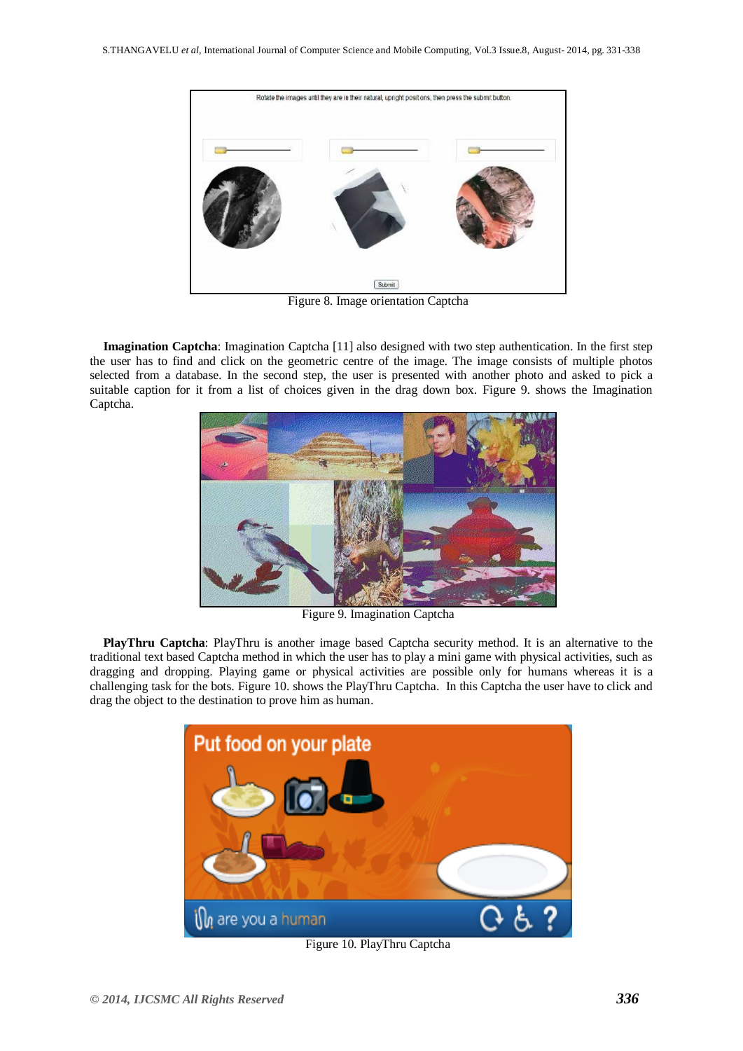Figure 8. Image orientation Captcha

**Imagination Captcha**: Imagination Captcha [11] also designed with two step authentication. In the first step the user has to find and click on the geometric centre of the image. The image consists of multiple photos selected from a database. In the second step, the user is presented with another photo and asked to pick a suitable caption for it from a list of choices given in the drag down box. Figure 9. shows the Imagination Captcha.

Figure 9. Imagination Captcha

**PlayThru Captcha**: PlayThru is another image based Captcha security method. It is an alternative to the traditional text based Captcha method in which the user has to play a mini game with physical activities, such as dragging and dropping. Playing game or physical activities are possible only for humans whereas it is a challenging task for the bots. Figure 10. shows the PlayThru Captcha. In this Captcha the user have to click and drag the object to the destination to prove him as human.

Figure 10. PlayThru Captcha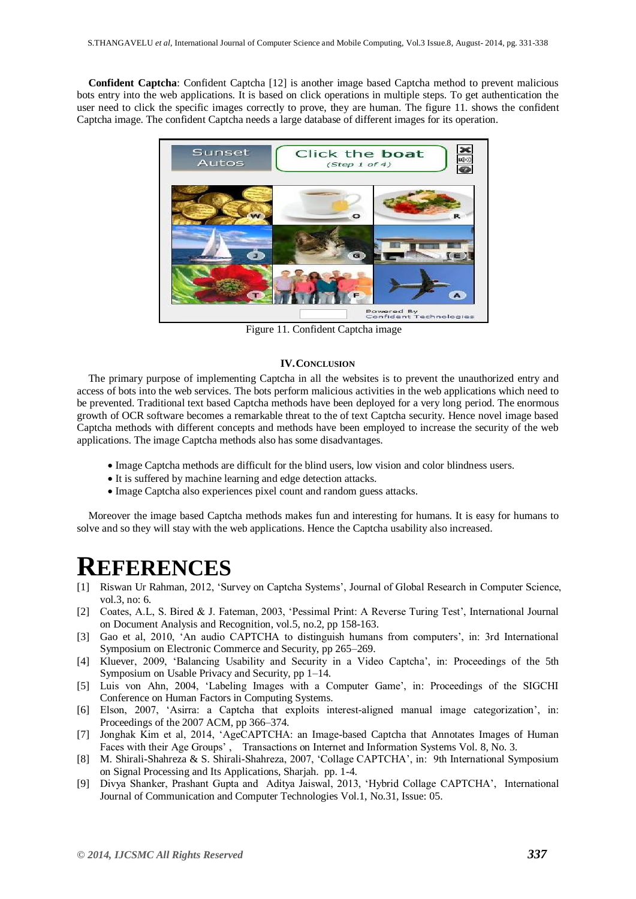**Confident Captcha**: Confident Captcha [12] is another image based Captcha method to prevent malicious bots entry into the web applications. It is based on click operations in multiple steps. To get authentication the user need to click the specific images correctly to prove, they are human. The figure 11. shows the confident Captcha image. The confident Captcha needs a large database of different images for its operation.

Figure 11. Confident Captcha image

## IV. Conclusion

The primary purpose of implementing Captcha in all the websites is to prevent the unauthorized entry and access of bots into the web services. The bots perform malicious activities in the web applications which need to be prevented. Traditional text based Captcha methods have been deployed for a very long period. The enormous growth of OCR software becomes a remarkable threat to the of text Captcha security. Hence novel image based Captcha methods with different concepts and methods have been employed to increase the security of the web applications. The image Captcha methods also has some disadvantages.

- Image Captcha methods are difficult for the blind users, low vision and color blindness users.
- It is suffered by machine learning and edge detection attacks.
- Image Captcha also experiences pixel count and random guess attacks.

Moreover the image based Captcha methods makes fun and interesting for humans. It is easy for humans to solve and so they will stay with the web applications. Hence the Captcha usability also increased.

# References

[1] Riswan Ur Rahman, 2012, 'Survey on Captcha Systems', Journal of Global Research in Computer Science, vol.3, no: 6.

[2] Coates, A.L, S. Bired & J. Fateman, 2003, 'Pessimal Print: A Reverse Turing Test', International Journal on Document Analysis and Recognition, vol.5, no.2, pp 158-163.

[3] Gao et al, 2010, 'An audio CAPTCHA to distinguish humans from computers', in: 3rd International Symposium on Electronic Commerce and Security, pp 265–269.

[4] Kluever, 2009, 'Balancing Usability and Security in a Video Captcha', in: Proceedings of the 5th Symposium on Usable Privacy and Security, pp 1–14.

[5] Luis von Ahn, 2004, 'Labeling Images with a Computer Game', in: Proceedings of the SIGCHI Conference on Human Factors in Computing Systems.

[6] Elson, 2007, 'Asirra: a Captcha that exploits interest-aligned manual image categorization', in: Proceedings of the 2007 ACM, pp 366–374.

[7] Jonghak Kim et al, 2014, 'AgeCAPTCHA: an Image-based Captcha that Annotates Images of Human Faces with their Age Groups' , Transactions on Internet and Information Systems Vol. 8, No. 3.

[8] M. Shirali-Shahreza & S. Shirali-Shahreza, 2007, 'Collage CAPTCHA', in: 9th International Symposium on Signal Processing and Its Applications, Sharjah. pp. 1-4.

[9] Divya Shanker, Prashant Gupta and Aditya Jaiswal, 2013, 'Hybrid Collage CAPTCHA', International Journal of Communication and Computer Technologies Vol.1, No.31, Issue: 05.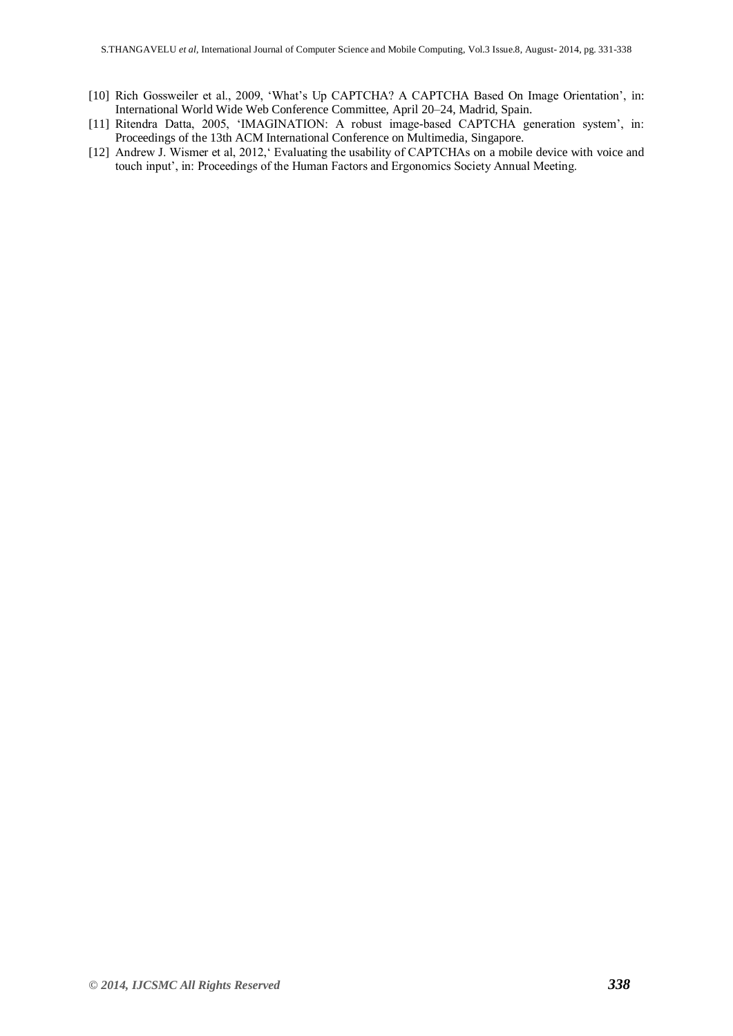[10] Rich Gossweiler et al., 2009, 'What's Up CAPTCHA? A CAPTCHA Based On Image Orientation', in: International World Wide Web Conference Committee, April 20–24, Madrid, Spain.

[11] Ritendra Datta, 2005, 'IMAGINATION: A robust image-based CAPTCHA generation system', in: Proceedings of the 13th ACM International Conference on Multimedia, Singapore.

[12] Andrew J. Wismer et al, 2012,' Evaluating the usability of CAPTCHAs on a mobile device with voice and touch input', in: Proceedings of the Human Factors and Ergonomics Society Annual Meeting.